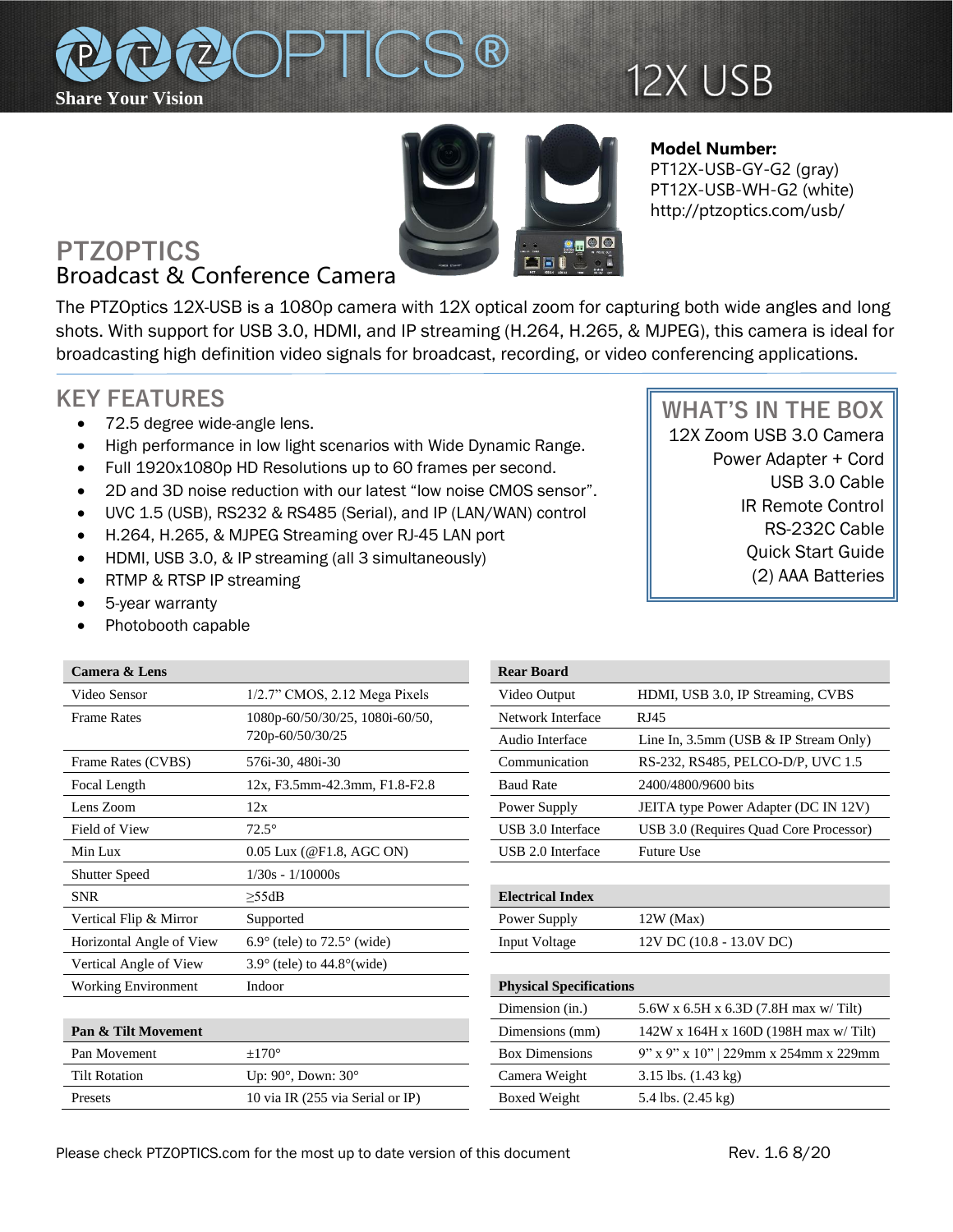# PTZOPTICS®

Share Your Vision

12X USB

**Model Number:**
PT12X-USB-GY-G2 (gray)
PT12X-USB-WH-G2 (white)
http://ptzoptics.com/usb/

## PTZOPTICS
### Broadcast & Conference Camera

The PTZOptics 12X-USB is a 1080p camera with 12X optical zoom for capturing both wide angles and long shots. With support for USB 3.0, HDMI, and IP streaming (H.264, H.265, & MJPEG), this camera is ideal for broadcasting high definition video signals for broadcast, recording, or video conferencing applications.

## KEY FEATURES

- 72.5 degree wide-angle lens.
- High performance in low light scenarios with Wide Dynamic Range.
- Full 1920x1080p HD Resolutions up to 60 frames per second.
- 2D and 3D noise reduction with our latest "low noise CMOS sensor".
- UVC 1.5 (USB), RS232 & RS485 (Serial), and IP (LAN/WAN) control
- H.264, H.265, & MJPEG Streaming over RJ-45 LAN port
- HDMI, USB 3.0, & IP streaming (all 3 simultaneously)
- RTMP & RTSP IP streaming
- 5-year warranty
- Photobooth capable

## WHAT'S IN THE BOX

12X Zoom USB 3.0 Camera
Power Adapter + Cord
USB 3.0 Cable
IR Remote Control
RS-232C Cable
Quick Start Guide
(2) AAA Batteries

| **Camera & Lens** | |
|---|---|
| Video Sensor | 1/2.7" CMOS, 2.12 Mega Pixels |
| Frame Rates | 1080p-60/50/30/25, 1080i-60/50, 720p-60/50/30/25 |
| Frame Rates (CVBS) | 576i-30, 480i-30 |
| Focal Length | 12x, F3.5mm-42.3mm, F1.8-F2.8 |
| Lens Zoom | 12x |
| Field of View | 72.5° |
| Min Lux | 0.05 Lux (@F1.8, AGC ON) |
| Shutter Speed | 1/30s - 1/10000s |
| SNR | ≥55dB |
| Vertical Flip & Mirror | Supported |
| Horizontal Angle of View | 6.9° (tele) to 72.5° (wide) |
| Vertical Angle of View | 3.9° (tele) to 44.8°(wide) |
| Working Environment | Indoor |

| **Pan & Tilt Movement** | |
|---|---|
| Pan Movement | ±170° |
| Tilt Rotation | Up: 90°, Down: 30° |
| Presets | 10 via IR (255 via Serial or IP) |

| **Rear Board** | |
|---|---|
| Video Output | HDMI, USB 3.0, IP Streaming, CVBS |
| Network Interface | RJ45 |
| Audio Interface | Line In, 3.5mm (USB & IP Stream Only) |
| Communication | RS-232, RS485, PELCO-D/P, UVC 1.5 |
| Baud Rate | 2400/4800/9600 bits |
| Power Supply | JEITA type Power Adapter (DC IN 12V) |
| USB 3.0 Interface | USB 3.0 (Requires Quad Core Processor) |
| USB 2.0 Interface | Future Use |

| **Electrical Index** | |
|---|---|
| Power Supply | 12W (Max) |
| Input Voltage | 12V DC (10.8 - 13.0V DC) |

| **Physical Specifications** | |
|---|---|
| Dimension (in.) | 5.6W x 6.5H x 6.3D (7.8H max w/ Tilt) |
| Dimensions (mm) | 142W x 164H x 160D (198H max w/ Tilt) |
| Box Dimensions | 9" x 9" x 10" \| 229mm x 254mm x 229mm |
| Camera Weight | 3.15 lbs. (1.43 kg) |
| Boxed Weight | 5.4 lbs. (2.45 kg) |

Please check PTZOPTICS.com for the most up to date version of this document

Rev. 1.6 8/20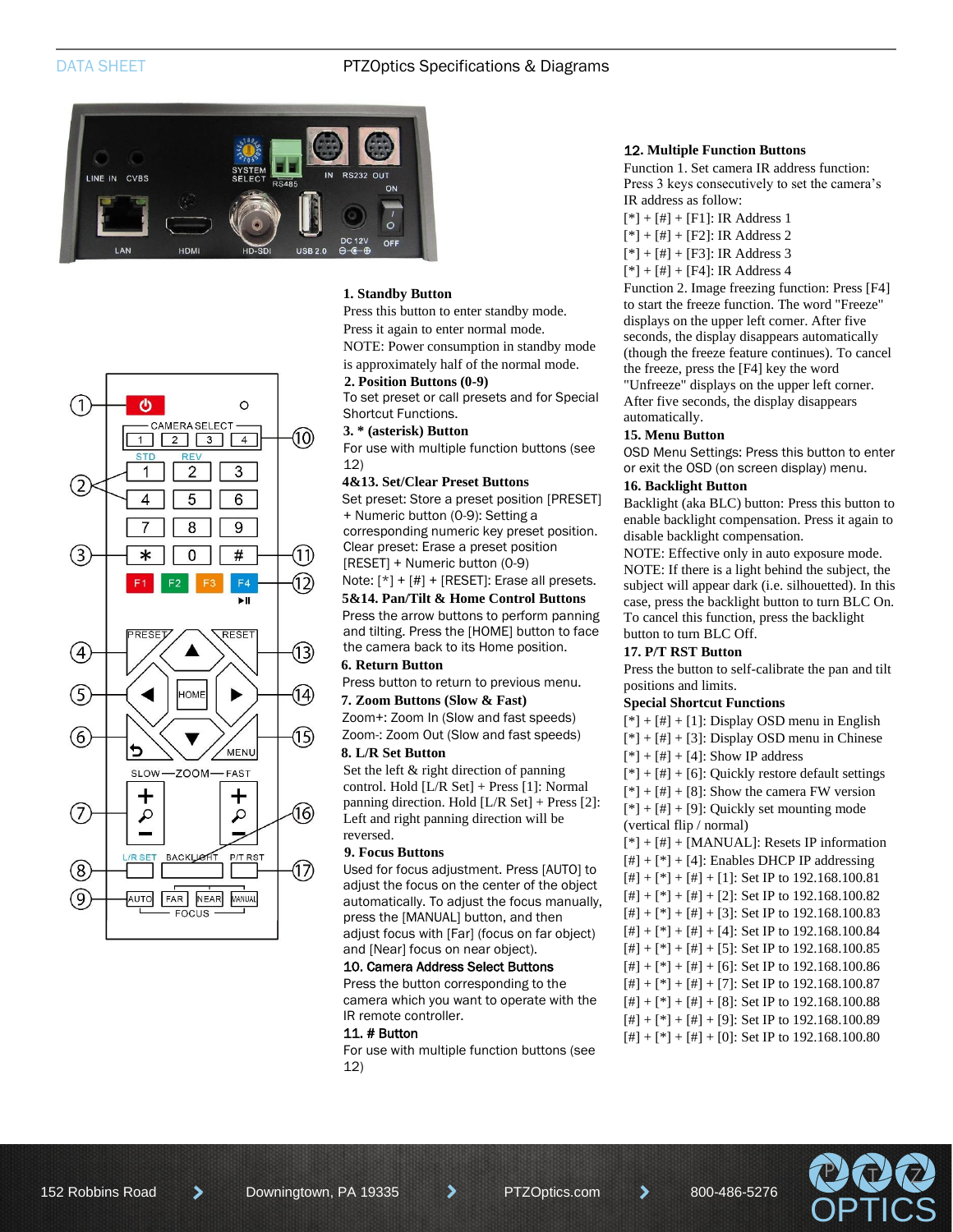1. **Standby Button**
Press this button to enter standby mode. Press it again to enter normal mode.
NOTE: Power consumption in standby mode is approximately half of the normal mode.

2. **Position Buttons (0-9)**
To set preset or call presets and for Special Shortcut Functions.

3. *** (asterisk) Button**
For use with multiple function buttons (see 12)

**4&13. Set/Clear Preset Buttons**
Set preset: Store a preset position [PRESET] + Numeric button (0-9): Setting a corresponding numeric key preset position.
Clear preset: Erase a preset position [RESET] + Numeric button (0-9)
Note: [*] + [#] + [RESET]: Erase all presets.

**5&14. Pan/Tilt & Home Control Buttons**
Press the arrow buttons to perform panning and tilting. Press the [HOME] button to face the camera back to its Home position.

6. **Return Button**
Press button to return to previous menu.

7. **Zoom Buttons (Slow & Fast)**
Zoom+: Zoom In (Slow and fast speeds)
Zoom-: Zoom Out (Slow and fast speeds)

8. **L/R Set Button**
Set the left & right direction of panning control. Hold [L/R Set] + Press [1]: Normal panning direction. Hold [L/R Set] + Press [2]: Left and right panning direction will be reversed.

9. **Focus Buttons**
Used for focus adjustment. Press [AUTO] to adjust the focus on the center of the object automatically. To adjust the focus manually, press the [MANUAL] button, and then adjust focus with [Far] (focus on far object) and [Near] focus on near object).

10. **Camera Address Select Buttons**
Press the button corresponding to the camera which you want to operate with the IR remote controller.

11. **# Button**
For use with multiple function buttons (see 12)

12. **Multiple Function Buttons**
Function 1. Set camera IR address function: Press 3 keys consecutively to set the camera's IR address as follow:
[*] + [#] + [F1]: IR Address 1
[*] + [#] + [F2]: IR Address 2
[*] + [#] + [F3]: IR Address 3
[*] + [#] + [F4]: IR Address 4
Function 2. Image freezing function: Press [F4] to start the freeze function. The word "Freeze" displays on the upper left corner. After five seconds, the display disappears automatically (though the freeze feature continues). To cancel the freeze, press the [F4] key the word "Unfreeze" displays on the upper left corner. After five seconds, the display disappears automatically.

15. **Menu Button**
OSD Menu Settings: Press this button to enter or exit the OSD (on screen display) menu.

16. **Backlight Button**
Backlight (aka BLC) button: Press this button to enable backlight compensation. Press it again to disable backlight compensation.
NOTE: Effective only in auto exposure mode.
NOTE: If there is a light behind the subject, the subject will appear dark (i.e. silhouetted). In this case, press the backlight button to turn BLC On. To cancel this function, press the backlight button to turn BLC Off.

17. **P/T RST Button**
Press the button to self-calibrate the pan and tilt positions and limits.

**Special Shortcut Functions**
[*] + [#] + [1]: Display OSD menu in English
[*] + [#] + [3]: Display OSD menu in Chinese
[*] + [#] + [4]: Show IP address
[*] + [#] + [6]: Quickly restore default settings
[*] + [#] + [8]: Show the camera FW version
[*] + [#] + [9]: Quickly set mounting mode (vertical flip / normal)
[*] + [#] + [MANUAL]: Resets IP information
[#] + [*] + [4]: Enables DHCP IP addressing
[#] + [*] + [#] + [1]: Set IP to 192.168.100.81
[#] + [*] + [#] + [2]: Set IP to 192.168.100.82
[#] + [*] + [#] + [3]: Set IP to 192.168.100.83
[#] + [*] + [#] + [4]: Set IP to 192.168.100.84
[#] + [*] + [#] + [5]: Set IP to 192.168.100.85
[#] + [*] + [#] + [6]: Set IP to 192.168.100.86
[#] + [*] + [#] + [7]: Set IP to 192.168.100.87
[#] + [*] + [#] + [8]: Set IP to 192.168.100.88
[#] + [*] + [#] + [9]: Set IP to 192.168.100.89
[#] + [*] + [#] + [0]: Set IP to 192.168.100.80

152 Robbins Road > Downingtown, PA 19335 > PTZOptics.com > 800-486-5276